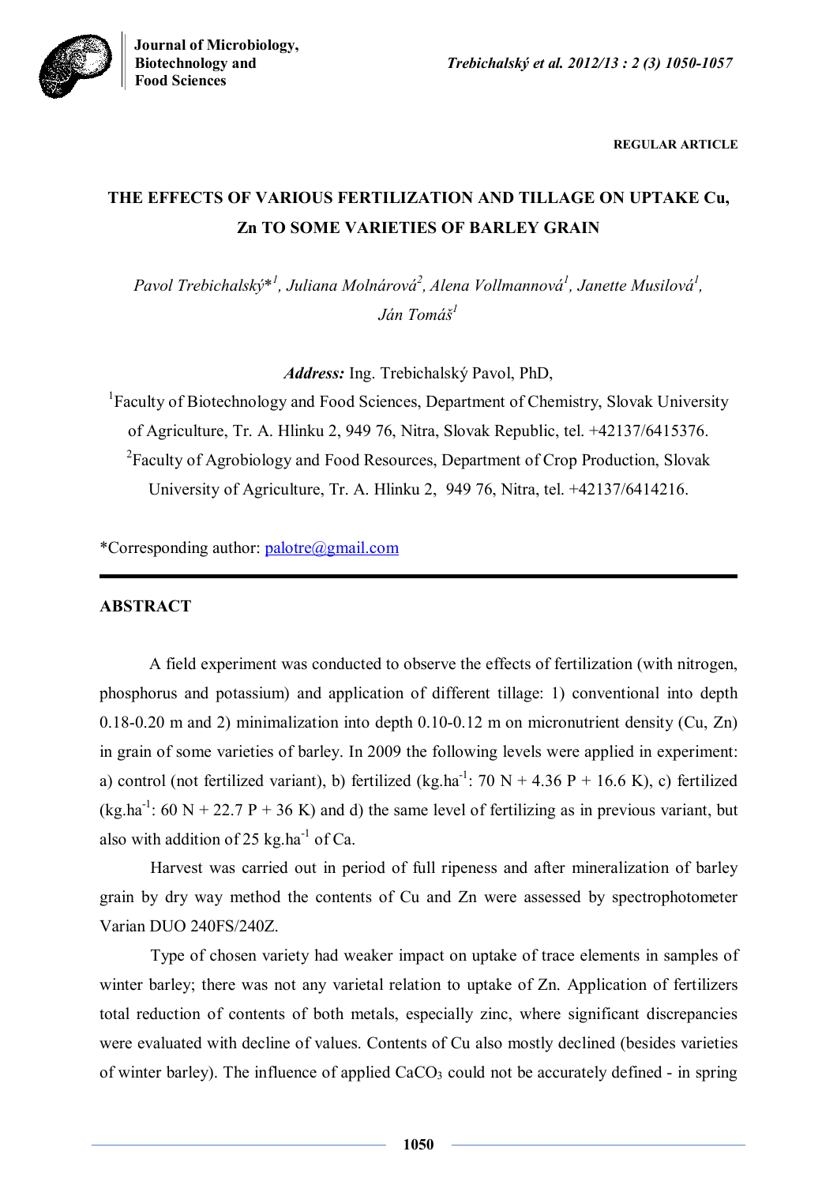REGULAR ARTICLE

# THE EFFECTS OF VARIOUS FERTILIZATION AND TILLAGE ON UPTAKE Cu, Zn TO SOME VARIETIES OF BARLEY GRAIN

*Pavol Trebichalský\*[1], Juliana Molnárová[2], Alena Vollmannová[1], Janette Musilová[1], Ján Tomáš[1]*

***Address:*** Ing. Trebichalský Pavol, PhD,

[1]Faculty of Biotechnology and Food Sciences, Department of Chemistry, Slovak University of Agriculture, Tr. A. Hlinku 2, 949 76, Nitra, Slovak Republic, tel. +42137/6415376.

[2]Faculty of Agrobiology and Food Resources, Department of Crop Production, Slovak University of Agriculture, Tr. A. Hlinku 2, 949 76, Nitra, tel. +42137/6414216.

\*Corresponding author: palotre@gmail.com

## ABSTRACT

A field experiment was conducted to observe the effects of fertilization (with nitrogen, phosphorus and potassium) and application of different tillage: 1) conventional into depth 0.18-0.20 m and 2) minimalization into depth 0.10-0.12 m on micronutrient density (Cu, Zn) in grain of some varieties of barley. In 2009 the following levels were applied in experiment: a) control (not fertilized variant), b) fertilized ($kg.ha^{-1}$: 70 N + 4.36 P + 16.6 K), c) fertilized ($kg.ha^{-1}$: 60 N + 22.7 P + 36 K) and d) the same level of fertilizing as in previous variant, but also with addition of 25 $kg.ha^{-1}$ of Ca.

Harvest was carried out in period of full ripeness and after mineralization of barley grain by dry way method the contents of Cu and Zn were assessed by spectrophotometer Varian DUO 240FS/240Z.

Type of chosen variety had weaker impact on uptake of trace elements in samples of winter barley; there was not any varietal relation to uptake of Zn. Application of fertilizers total reduction of contents of both metals, especially zinc, where significant discrepancies were evaluated with decline of values. Contents of Cu also mostly declined (besides varieties of winter barley). The influence of applied $CaCO_3$ could not be accurately defined - in spring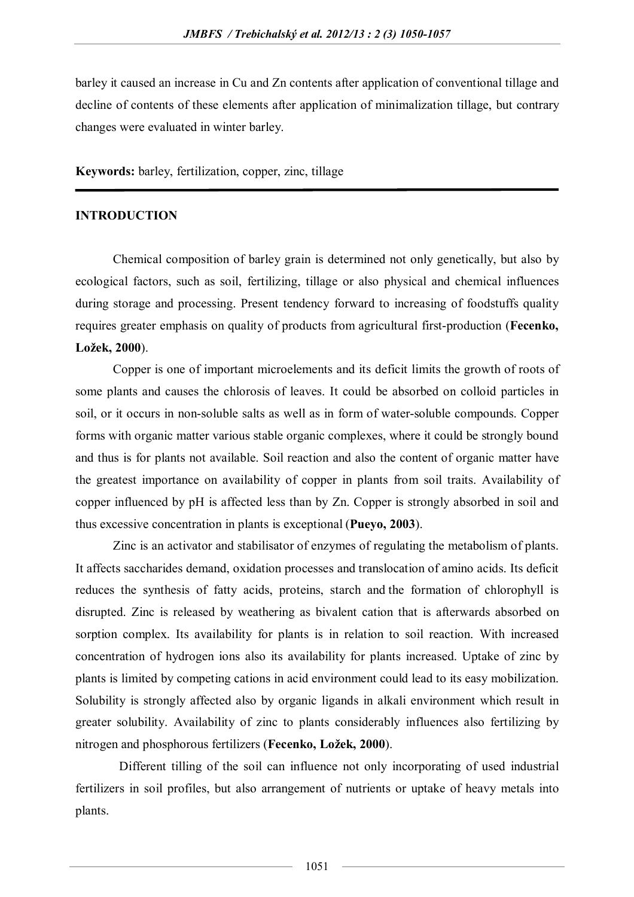barley it caused an increase in Cu and Zn contents after application of conventional tillage and decline of contents of these elements after application of minimalization tillage, but contrary changes were evaluated in winter barley.

**Keywords:** barley, fertilization, copper, zinc, tillage

## INTRODUCTION

Chemical composition of barley grain is determined not only genetically, but also by ecological factors, such as soil, fertilizing, tillage or also physical and chemical influences during storage and processing. Present tendency forward to increasing of foodstuffs quality requires greater emphasis on quality of products from agricultural first-production (**Fecenko, Ložek, 2000**).

Copper is one of important microelements and its deficit limits the growth of roots of some plants and causes the chlorosis of leaves. It could be absorbed on colloid particles in soil, or it occurs in non-soluble salts as well as in form of water-soluble compounds. Copper forms with organic matter various stable organic complexes, where it could be strongly bound and thus is for plants not available. Soil reaction and also the content of organic matter have the greatest importance on availability of copper in plants from soil traits. Availability of copper influenced by pH is affected less than by Zn. Copper is strongly absorbed in soil and thus excessive concentration in plants is exceptional (**Pueyo, 2003**).

Zinc is an activator and stabilisator of enzymes of regulating the metabolism of plants. It affects saccharides demand, oxidation processes and translocation of amino acids. Its deficit reduces the synthesis of fatty acids, proteins, starch and the formation of chlorophyll is disrupted. Zinc is released by weathering as bivalent cation that is afterwards absorbed on sorption complex. Its availability for plants is in relation to soil reaction. With increased concentration of hydrogen ions also its availability for plants increased. Uptake of zinc by plants is limited by competing cations in acid environment could lead to its easy mobilization. Solubility is strongly affected also by organic ligands in alkali environment which result in greater solubility. Availability of zinc to plants considerably influences also fertilizing by nitrogen and phosphorous fertilizers (**Fecenko, Ložek, 2000**).

Different tilling of the soil can influence not only incorporating of used industrial fertilizers in soil profiles, but also arrangement of nutrients or uptake of heavy metals into plants.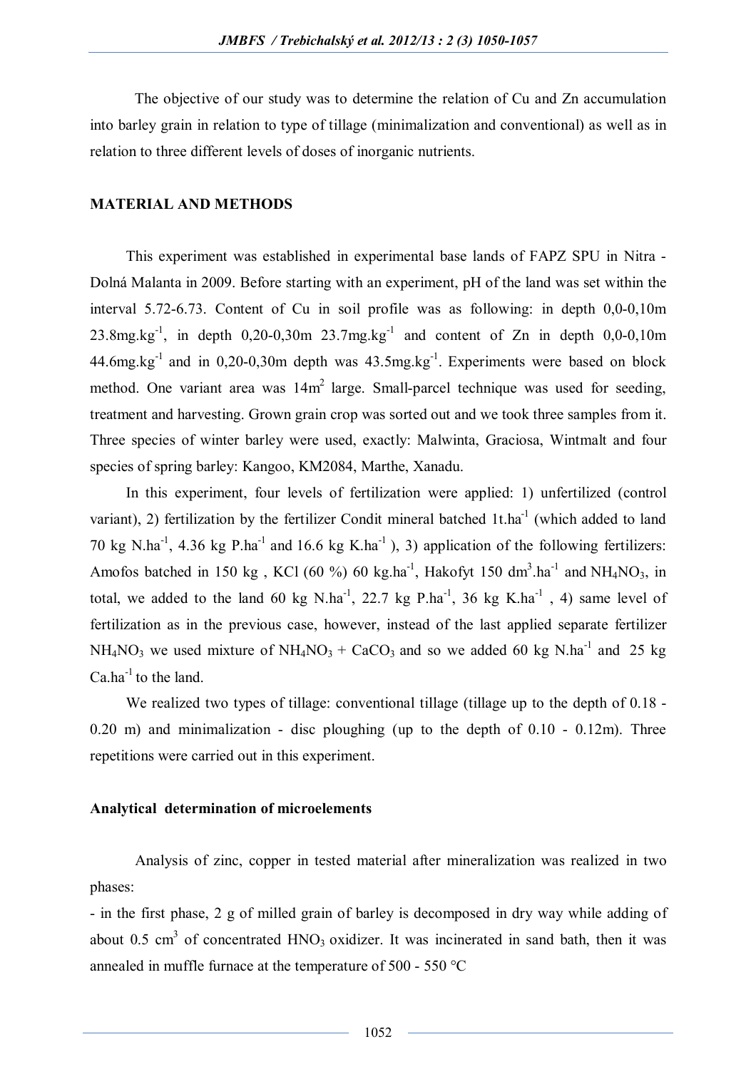The objective of our study was to determine the relation of Cu and Zn accumulation into barley grain in relation to type of tillage (minimalization and conventional) as well as in relation to three different levels of doses of inorganic nutrients.

## MATERIAL AND METHODS

This experiment was established in experimental base lands of FAPZ SPU in Nitra - Dolná Malanta in 2009. Before starting with an experiment, pH of the land was set within the interval 5.72-6.73. Content of Cu in soil profile was as following: in depth 0,0-0,10m 23.8mg.kg$^{-1}$, in depth 0,20-0,30m 23.7mg.kg$^{-1}$ and content of Zn in depth 0,0-0,10m 44.6mg.kg$^{-1}$ and in 0,20-0,30m depth was 43.5mg.kg$^{-1}$. Experiments were based on block method. One variant area was 14m$^2$ large. Small-parcel technique was used for seeding, treatment and harvesting. Grown grain crop was sorted out and we took three samples from it. Three species of winter barley were used, exactly: Malwinta, Graciosa, Wintmalt and four species of spring barley: Kangoo, KM2084, Marthe, Xanadu.

In this experiment, four levels of fertilization were applied: 1) unfertilized (control variant), 2) fertilization by the fertilizer Condit mineral batched 1t.ha$^{-1}$ (which added to land 70 kg N.ha$^{-1}$, 4.36 kg P.ha$^{-1}$ and 16.6 kg K.ha$^{-1}$ ), 3) application of the following fertilizers: Amofos batched in 150 kg , KCl (60 %) 60 kg.ha$^{-1}$, Hakofyt 150 dm$^3$.ha$^{-1}$ and $NH_4NO_3$, in total, we added to the land 60 kg N.ha$^{-1}$, 22.7 kg P.ha$^{-1}$, 36 kg K.ha$^{-1}$ , 4) same level of fertilization as in the previous case, however, instead of the last applied separate fertilizer $NH_4NO_3$ we used mixture of $NH_4NO_3$ + $CaCO_3$ and so we added 60 kg N.ha$^{-1}$ and 25 kg Ca.ha$^{-1}$ to the land.

We realized two types of tillage: conventional tillage (tillage up to the depth of 0.18 - 0.20 m) and minimalization - disc ploughing (up to the depth of 0.10 - 0.12m). Three repetitions were carried out in this experiment.

### Analytical determination of microelements

Analysis of zinc, copper in tested material after mineralization was realized in two phases:

- in the first phase, 2 g of milled grain of barley is decomposed in dry way while adding of about 0.5 cm$^3$ of concentrated $HNO_3$ oxidizer. It was incinerated in sand bath, then it was annealed in muffle furnace at the temperature of 500 - 550 °C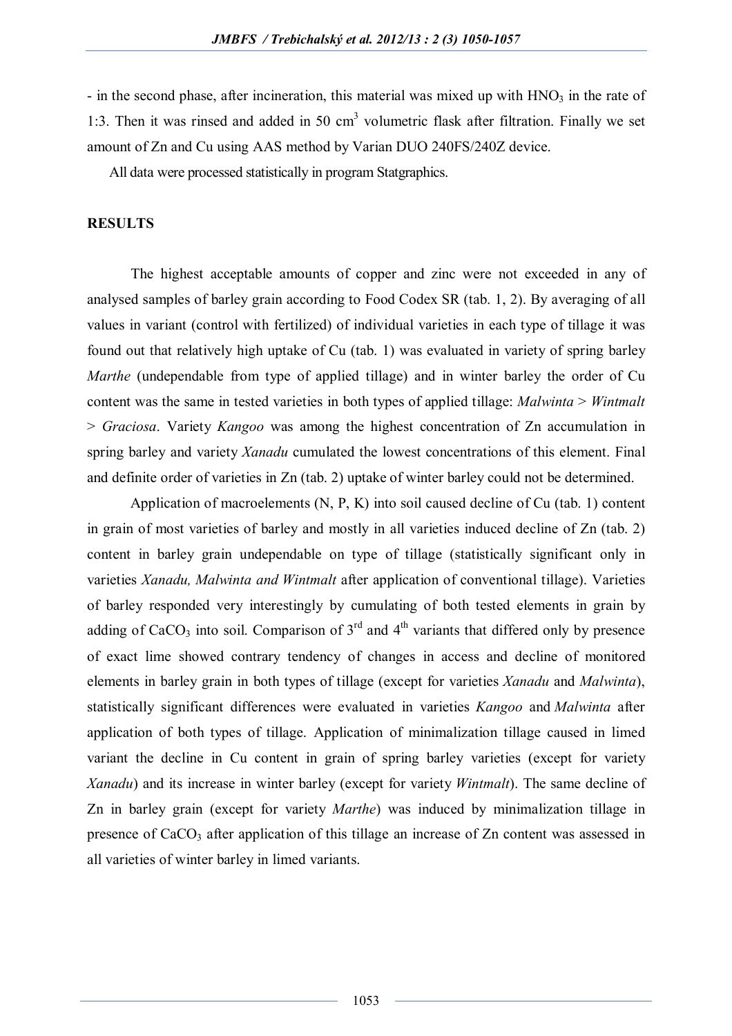- in the second phase, after incineration, this material was mixed up with $HNO_3$ in the rate of 1:3. Then it was rinsed and added in 50 $cm^3$ volumetric flask after filtration. Finally we set amount of Zn and Cu using AAS method by Varian DUO 240FS/240Z device.

All data were processed statistically in program Statgraphics.

## RESULTS

The highest acceptable amounts of copper and zinc were not exceeded in any of analysed samples of barley grain according to Food Codex SR (tab. 1, 2). By averaging of all values in variant (control with fertilized) of individual varieties in each type of tillage it was found out that relatively high uptake of Cu (tab. 1) was evaluated in variety of spring barley *Marthe* (undependable from type of applied tillage) and in winter barley the order of Cu content was the same in tested varieties in both types of applied tillage: *Malwinta* > *Wintmalt* > *Graciosa*. Variety *Kangoo* was among the highest concentration of Zn accumulation in spring barley and variety *Xanadu* cumulated the lowest concentrations of this element. Final and definite order of varieties in Zn (tab. 2) uptake of winter barley could not be determined.

Application of macroelements (N, P, K) into soil caused decline of Cu (tab. 1) content in grain of most varieties of barley and mostly in all varieties induced decline of Zn (tab. 2) content in barley grain undependable on type of tillage (statistically significant only in varieties *Xanadu, Malwinta and Wintmalt* after application of conventional tillage). Varieties of barley responded very interestingly by cumulating of both tested elements in grain by adding of $CaCO_3$ into soil. Comparison of 3[rd] and 4[th] variants that differed only by presence of exact lime showed contrary tendency of changes in access and decline of monitored elements in barley grain in both types of tillage (except for varieties *Xanadu* and *Malwinta*), statistically significant differences were evaluated in varieties *Kangoo* and *Malwinta* after application of both types of tillage. Application of minimalization tillage caused in limed variant the decline in Cu content in grain of spring barley varieties (except for variety *Xanadu*) and its increase in winter barley (except for variety *Wintmalt*). The same decline of Zn in barley grain (except for variety *Marthe*) was induced by minimalization tillage in presence of $CaCO_3$ after application of this tillage an increase of Zn content was assessed in all varieties of winter barley in limed variants.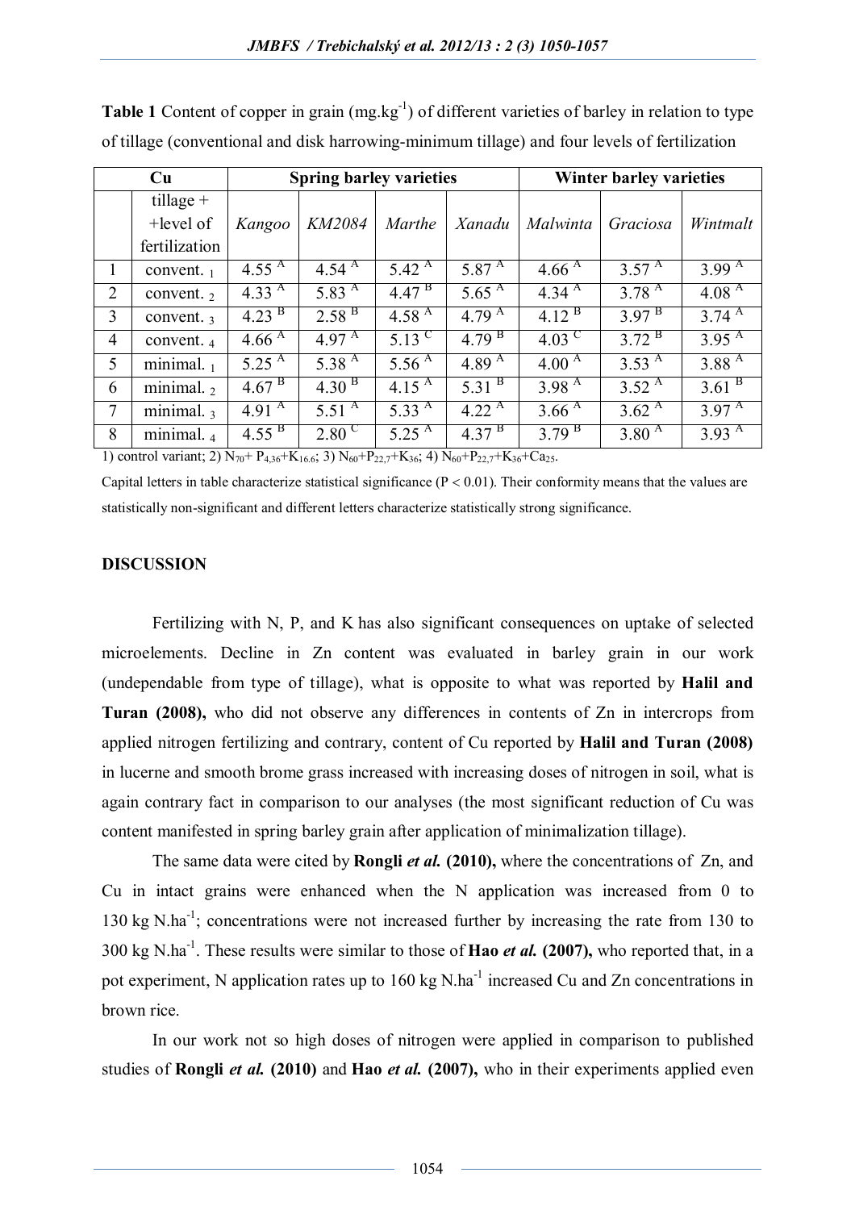**Table 1** Content of copper in grain ($mg.kg^{-1}$) of different varieties of barley in relation to type of tillage (conventional and disk harrowing-minimum tillage) and four levels of fertilization

| Cu | | Spring barley varieties | | | | Winter barley varieties | | |
|---|---|---|---|---|---|---|---|---|
| | tillage + +level of fertilization | *Kangoo* | *KM2084* | *Marthe* | *Xanadu* | *Malwinta* | *Graciosa* | *Wintmalt* |
| 1 | convent. $_1$ | 4.55 $^A$ | 4.54 $^A$ | 5.42 $^A$ | 5.87 $^A$ | 4.66 $^A$ | 3.57 $^A$ | 3.99 $^A$ |
| 2 | convent. $_2$ | 4.33 $^A$ | 5.83 $^A$ | 4.47 $^B$ | 5.65 $^A$ | 4.34 $^A$ | 3.78 $^A$ | 4.08 $^A$ |
| 3 | convent. $_3$ | 4.23 $^B$ | 2.58 $^B$ | 4.58 $^A$ | 4.79 $^A$ | 4.12 $^B$ | 3.97 $^B$ | 3.74 $^A$ |
| 4 | convent. $_4$ | 4.66 $^A$ | 4.97 $^A$ | 5.13 $^C$ | 4.79 $^B$ | 4.03 $^C$ | 3.72 $^B$ | 3.95 $^A$ |
| 5 | minimal. $_1$ | 5.25 $^A$ | 5.38 $^A$ | 5.56 $^A$ | 4.89 $^A$ | 4.00 $^A$ | 3.53 $^A$ | 3.88 $^A$ |
| 6 | minimal. $_2$ | 4.67 $^B$ | 4.30 $^B$ | 4.15 $^A$ | 5.31 $^B$ | 3.98 $^A$ | 3.52 $^A$ | 3.61 $^B$ |
| 7 | minimal. $_3$ | 4.91 $^A$ | 5.51 $^A$ | 5.33 $^A$ | 4.22 $^A$ | 3.66 $^A$ | 3.62 $^A$ | 3.97 $^A$ |
| 8 | minimal. $_4$ | 4.55 $^B$ | 2.80 $^C$ | 5.25 $^A$ | 4.37 $^B$ | 3.79 $^B$ | 3.80 $^A$ | 3.93 $^A$ |

1) control variant; 2) $N_{70}$+ $P_{4,36}$+$K_{16.6}$; 3) $N_{60}$+$P_{22,7}$+$K_{36}$; 4) $N_{60}$+$P_{22,7}$+$K_{36}$+$Ca_{25}$.

Capital letters in table characterize statistical significance ($P < 0.01$). Their conformity means that the values are statistically non-significant and different letters characterize statistically strong significance.

## DISCUSSION

Fertilizing with N, P, and K has also significant consequences on uptake of selected microelements. Decline in Zn content was evaluated in barley grain in our work (undependable from type of tillage), what is opposite to what was reported by **Halil and Turan (2008),** who did not observe any differences in contents of Zn in intercrops from applied nitrogen fertilizing and contrary, content of Cu reported by **Halil and Turan (2008)** in lucerne and smooth brome grass increased with increasing doses of nitrogen in soil, what is again contrary fact in comparison to our analyses (the most significant reduction of Cu was content manifested in spring barley grain after application of minimalization tillage).

The same data were cited by **Rongli *et al.* (2010),** where the concentrations of Zn, and Cu in intact grains were enhanced when the N application was increased from 0 to 130 kg $N.ha^{-1}$; concentrations were not increased further by increasing the rate from 130 to 300 kg $N.ha^{-1}$. These results were similar to those of **Hao *et al.* (2007),** who reported that, in a pot experiment, N application rates up to 160 kg $N.ha^{-1}$ increased Cu and Zn concentrations in brown rice.

In our work not so high doses of nitrogen were applied in comparison to published studies of **Rongli *et al.* (2010)** and **Hao *et al.* (2007),** who in their experiments applied even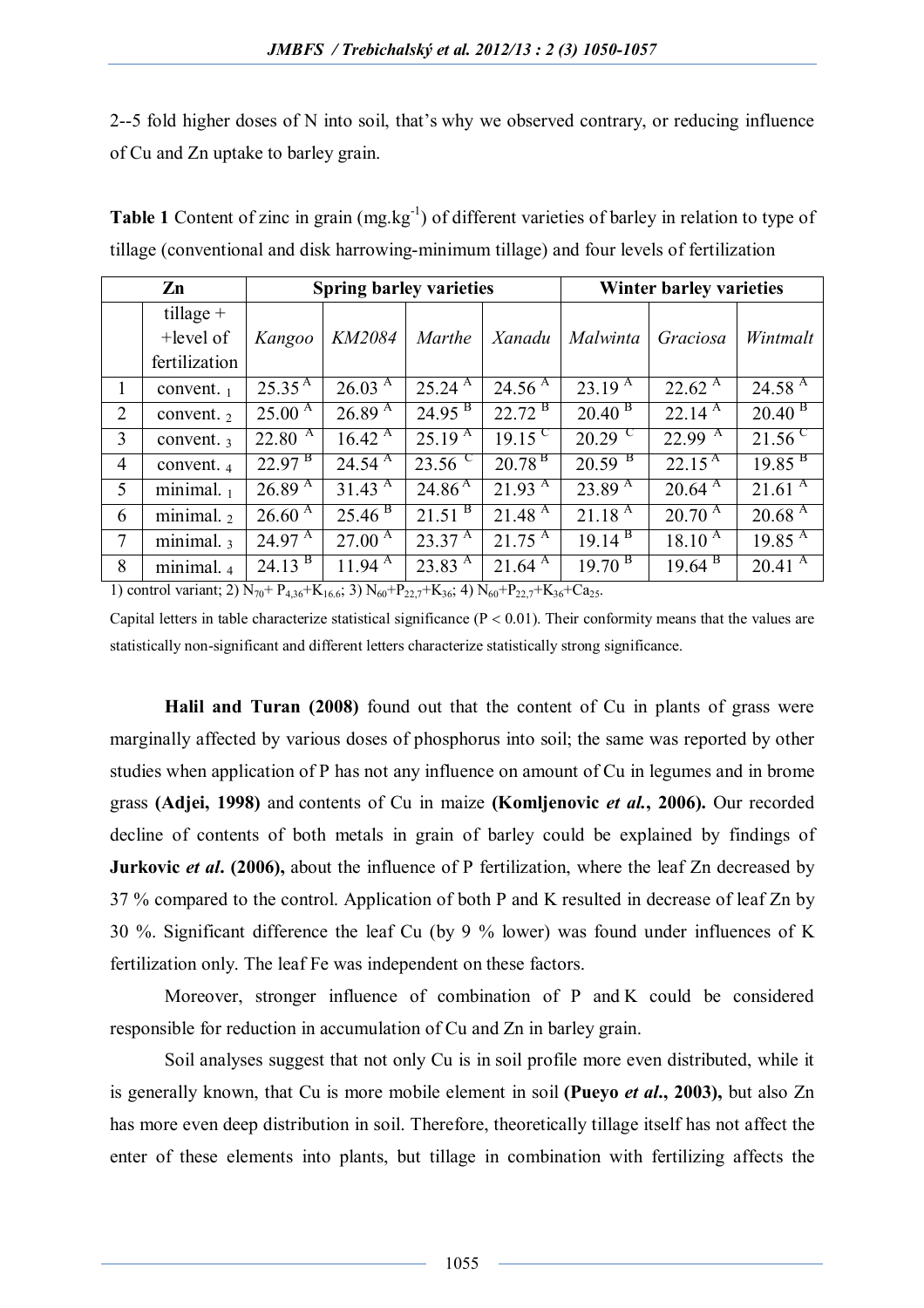2--5 fold higher doses of N into soil, that's why we observed contrary, or reducing influence of Cu and Zn uptake to barley grain.

**Table 1** Content of zinc in grain (mg.kg$^{-1}$) of different varieties of barley in relation to type of tillage (conventional and disk harrowing-minimum tillage) and four levels of fertilization

| Zn | | Spring barley varieties | | | | Winter barley varieties | | |
|---|---|---|---|---|---|---|---|---|
| | tillage + +level of fertilization | *Kangoo* | *KM2084* | *Marthe* | *Xanadu* | *Malwinta* | *Graciosa* | *Wintmalt* |
| 1 | convent. $_1$ | 25.35 $^A$ | 26.03 $^A$ | 25.24 $^A$ | 24.56 $^A$ | 23.19 $^A$ | 22.62 $^A$ | 24.58 $^A$ |
| 2 | convent. $_2$ | 25.00 $^A$ | 26.89 $^A$ | 24.95 $^B$ | 22.72 $^B$ | 20.40 $^B$ | 22.14 $^A$ | 20.40 $^B$ |
| 3 | convent. $_3$ | 22.80 $^A$ | 16.42 $^A$ | 25.19 $^A$ | 19.15 $^C$ | 20.29 $^C$ | 22.99 $^A$ | 21.56 $^C$ |
| 4 | convent. $_4$ | 22.97 $^B$ | 24.54 $^A$ | 23.56 $^C$ | 20.78 $^B$ | 20.59 $^B$ | 22.15 $^A$ | 19.85 $^B$ |
| 5 | minimal. $_1$ | 26.89 $^A$ | 31.43 $^A$ | 24.86 $^A$ | 21.93 $^A$ | 23.89 $^A$ | 20.64 $^A$ | 21.61 $^A$ |
| 6 | minimal. $_2$ | 26.60 $^A$ | 25.46 $^B$ | 21.51 $^B$ | 21.48 $^A$ | 21.18 $^A$ | 20.70 $^A$ | 20.68 $^A$ |
| 7 | minimal. $_3$ | 24.97 $^A$ | 27.00 $^A$ | 23.37 $^A$ | 21.75 $^A$ | 19.14 $^B$ | 18.10 $^A$ | 19.85 $^A$ |
| 8 | minimal. $_4$ | 24.13 $^B$ | 11.94 $^A$ | 23.83 $^A$ | 21.64 $^A$ | 19.70 $^B$ | 19.64 $^B$ | 20.41 $^A$ |

1) control variant; 2) $N_{70}$+ $P_{4,36}$+$K_{16.6}$; 3) $N_{60}$+$P_{22,7}$+$K_{36}$; 4) $N_{60}$+$P_{22,7}$+$K_{36}$+$Ca_{25}$.

Capital letters in table characterize statistical significance ($P < 0.01$). Their conformity means that the values are statistically non-significant and different letters characterize statistically strong significance.

**Halil and Turan (2008)** found out that the content of Cu in plants of grass were marginally affected by various doses of phosphorus into soil; the same was reported by other studies when application of P has not any influence on amount of Cu in legumes and in brome grass **(Adjei, 1998)** and contents of Cu in maize **(Komljenovic *et al.*, 2006).** Our recorded decline of contents of both metals in grain of barley could be explained by findings of **Jurkovic *et al*. (2006),** about the influence of P fertilization, where the leaf Zn decreased by 37 % compared to the control. Application of both P and K resulted in decrease of leaf Zn by 30 %. Significant difference the leaf Cu (by 9 % lower) was found under influences of K fertilization only. The leaf Fe was independent on these factors.

Moreover, stronger influence of combination of P and K could be considered responsible for reduction in accumulation of Cu and Zn in barley grain.

Soil analyses suggest that not only Cu is in soil profile more even distributed, while it is generally known, that Cu is more mobile element in soil **(Pueyo *et al*., 2003),** but also Zn has more even deep distribution in soil. Therefore, theoretically tillage itself has not affect the enter of these elements into plants, but tillage in combination with fertilizing affects the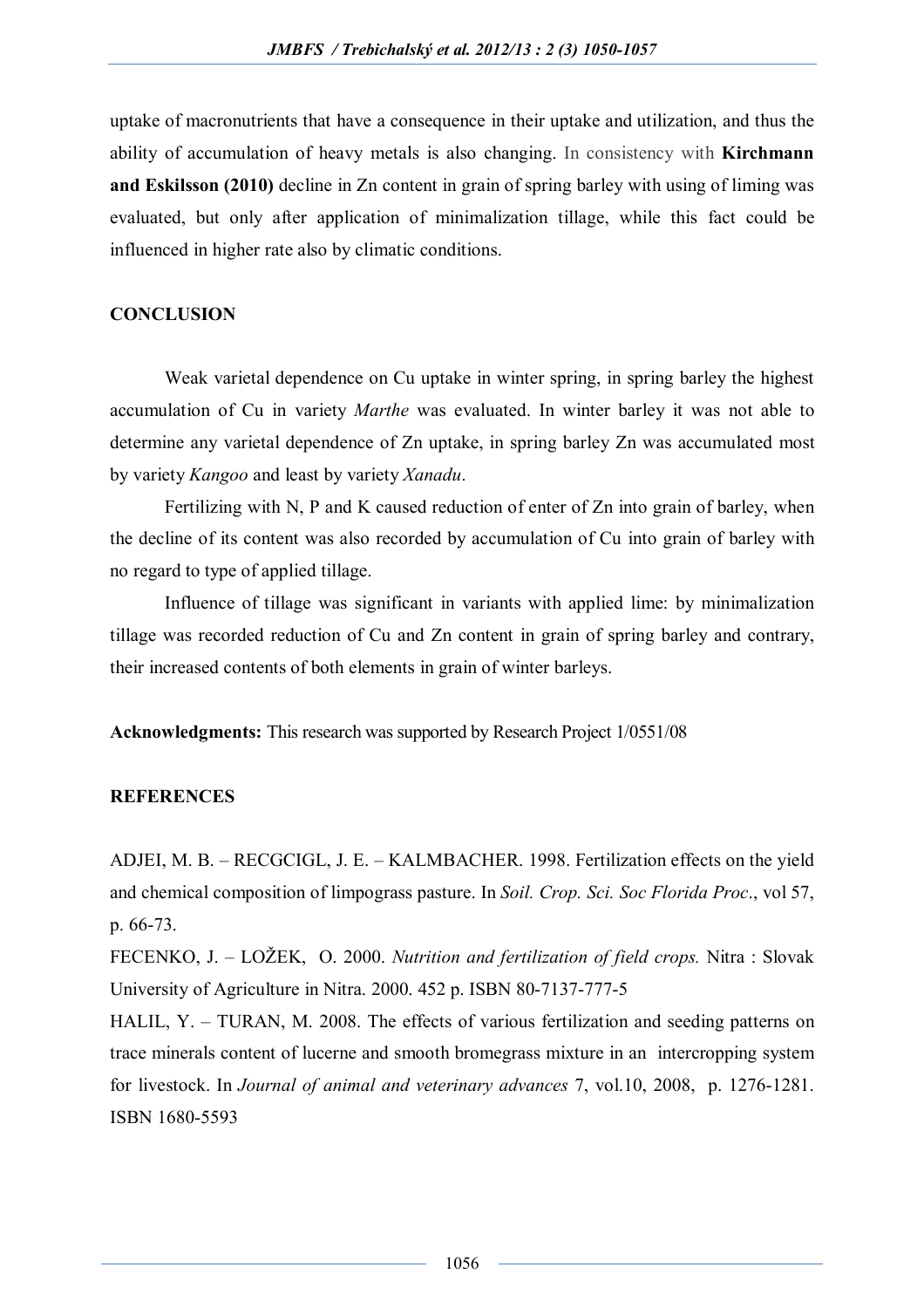uptake of macronutrients that have a consequence in their uptake and utilization, and thus the ability of accumulation of heavy metals is also changing. In consistency with **Kirchmann and Eskilsson (2010)** decline in Zn content in grain of spring barley with using of liming was evaluated, but only after application of minimalization tillage, while this fact could be influenced in higher rate also by climatic conditions.

## CONCLUSION

Weak varietal dependence on Cu uptake in winter spring, in spring barley the highest accumulation of Cu in variety *Marthe* was evaluated. In winter barley it was not able to determine any varietal dependence of Zn uptake, in spring barley Zn was accumulated most by variety *Kangoo* and least by variety *Xanadu*.

Fertilizing with N, P and K caused reduction of enter of Zn into grain of barley, when the decline of its content was also recorded by accumulation of Cu into grain of barley with no regard to type of applied tillage.

Influence of tillage was significant in variants with applied lime: by minimalization tillage was recorded reduction of Cu and Zn content in grain of spring barley and contrary, their increased contents of both elements in grain of winter barleys.

**Acknowledgments:** This research was supported by Research Project 1/0551/08

## REFERENCES

ADJEI, M. B. – RECGCIGL, J. E. – KALMBACHER. 1998. Fertilization effects on the yield and chemical composition of limpograss pasture. In *Soil. Crop. Sci. Soc Florida Proc*., vol 57, p. 66-73.

FECENKO, J. – LOŽEK, O. 2000. *Nutrition and fertilization of field crops.* Nitra : Slovak University of Agriculture in Nitra. 2000. 452 p. ISBN 80-7137-777-5

HALIL, Y. – TURAN, M. 2008. The effects of various fertilization and seeding patterns on trace minerals content of lucerne and smooth bromegrass mixture in an intercropping system for livestock. In *Journal of animal and veterinary advances* 7, vol.10, 2008, p. 1276-1281. ISBN 1680-5593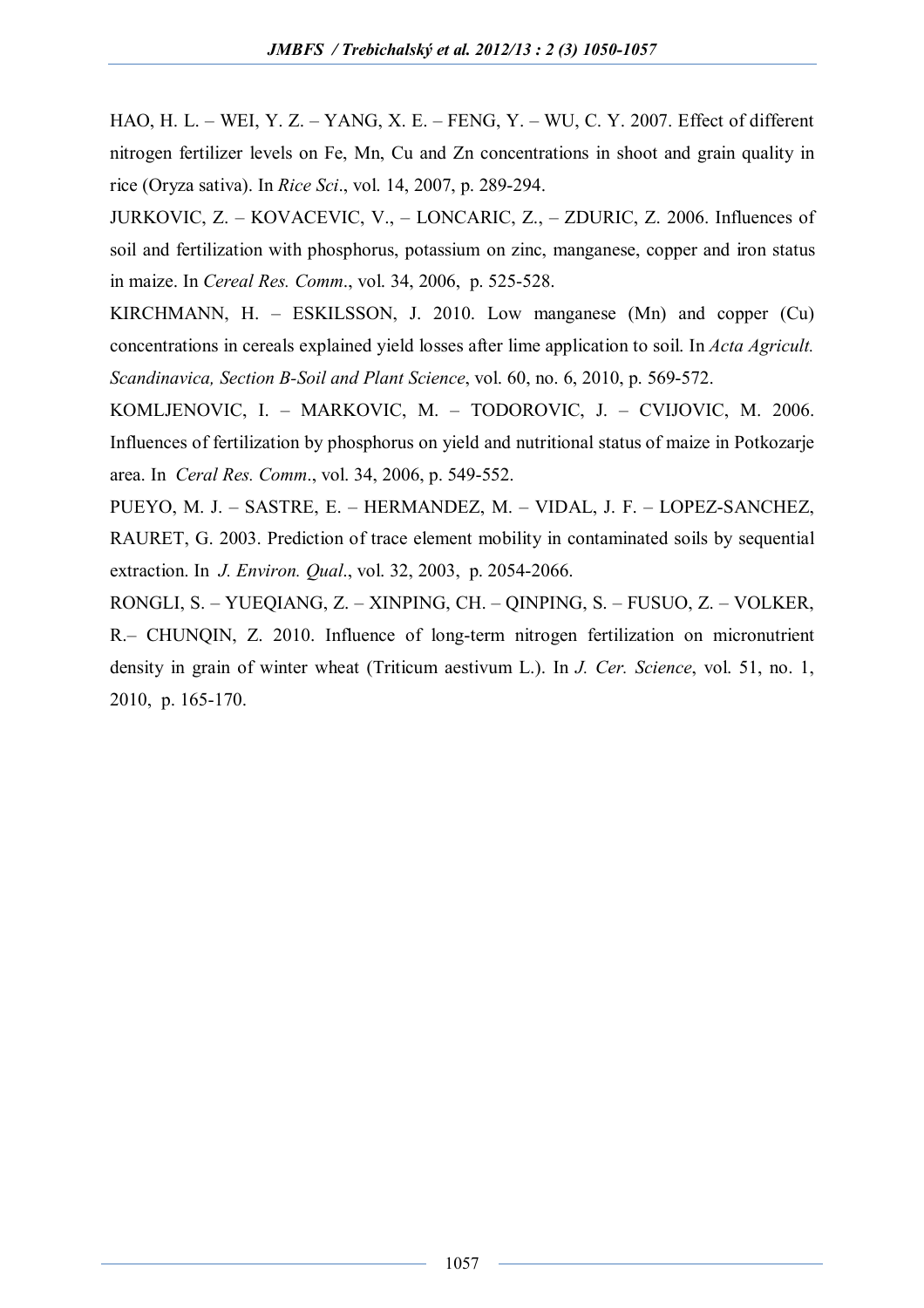HAO, H. L. – WEI, Y. Z. – YANG, X. E. – FENG, Y. – WU, C. Y. 2007. Effect of different nitrogen fertilizer levels on Fe, Mn, Cu and Zn concentrations in shoot and grain quality in rice (Oryza sativa). In *Rice Sci*., vol. 14, 2007, p. 289-294.

JURKOVIC, Z. – KOVACEVIC, V., – LONCARIC, Z., – ZDURIC, Z. 2006. Influences of soil and fertilization with phosphorus, potassium on zinc, manganese, copper and iron status in maize. In *Cereal Res. Comm*., vol. 34, 2006, p. 525-528.

KIRCHMANN, H. – ESKILSSON, J. 2010. Low manganese (Mn) and copper (Cu) concentrations in cereals explained yield losses after lime application to soil. In *Acta Agricult. Scandinavica, Section B-Soil and Plant Science*, vol. 60, no. 6, 2010, p. 569-572.

KOMLJENOVIC, I. – MARKOVIC, M. – TODOROVIC, J. – CVIJOVIC, M. 2006. Influences of fertilization by phosphorus on yield and nutritional status of maize in Potkozarje area. In *Ceral Res. Comm*., vol. 34, 2006, p. 549-552.

PUEYO, M. J. – SASTRE, E. – HERMANDEZ, M. – VIDAL, J. F. – LOPEZ-SANCHEZ, RAURET, G. 2003. Prediction of trace element mobility in contaminated soils by sequential extraction. In *J. Environ. Qual*., vol. 32, 2003, p. 2054-2066.

RONGLI, S. – YUEQIANG, Z. – XINPING, CH. – QINPING, S. – FUSUO, Z. – VOLKER, R.– CHUNQIN, Z. 2010. Influence of long-term nitrogen fertilization on micronutrient density in grain of winter wheat (Triticum aestivum L.). In *J. Cer. Science*, vol. 51, no. 1, 2010, p. 165-170.